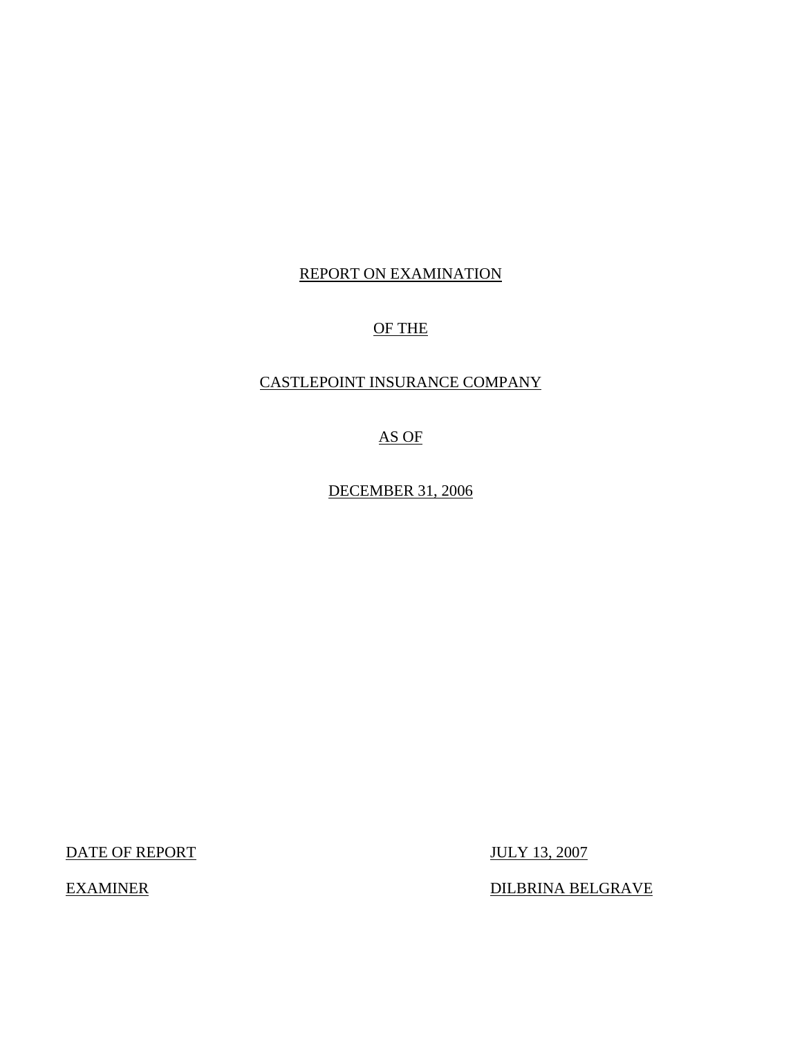# REPORT ON EXAMINATION

# OF THE

# CASTLEPOINT INSURANCE COMPANY

# AS OF

# DECEMBER 31, 2006

| DATE OF REPORT | JULY 13, 2007 |
|---|---|
| EXAMINER | DILBRINA BELGRAVE |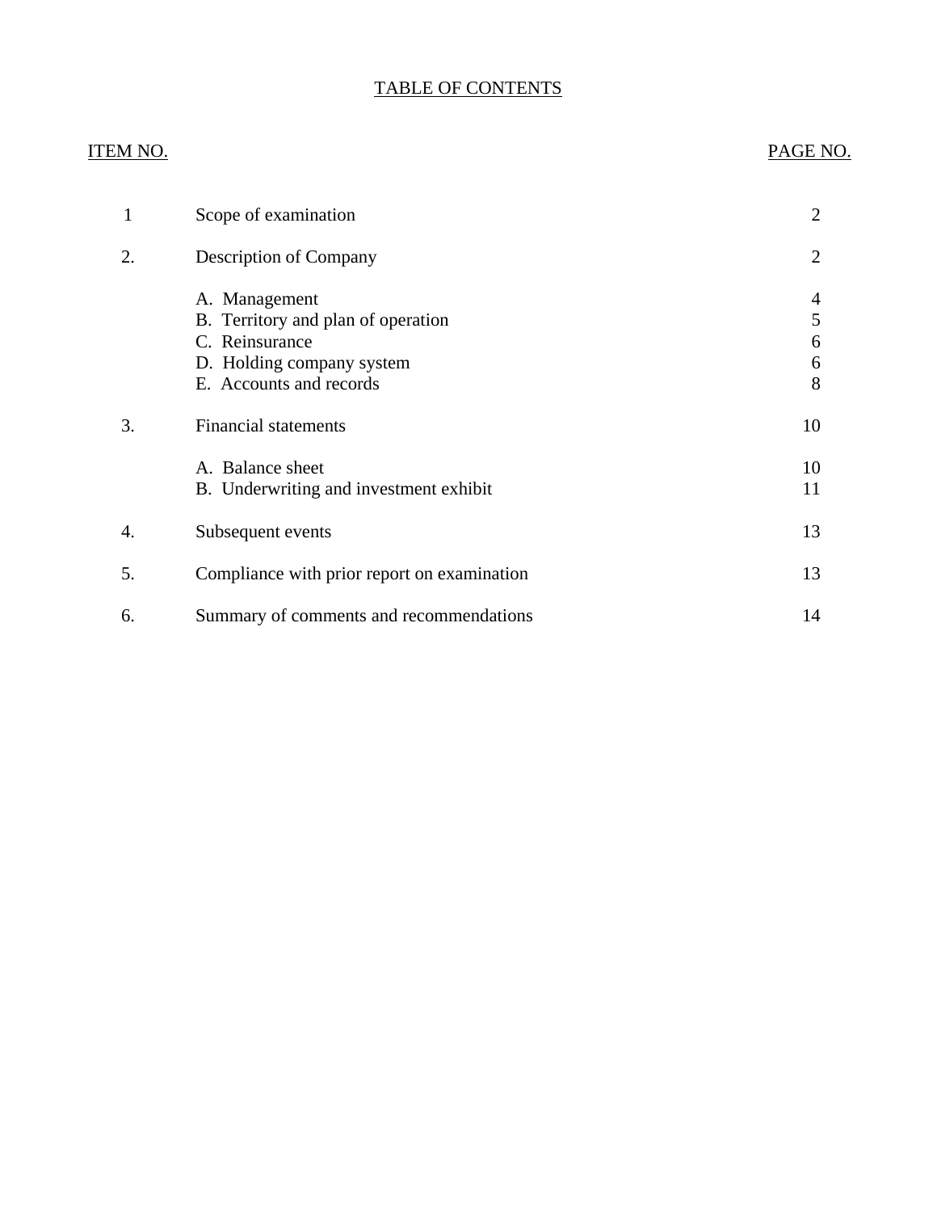# TABLE OF CONTENTS

| ITEM NO. | | PAGE NO. |
|---|---|---|
| 1 | Scope of examination | 2 |
| 2. | Description of Company | 2 |
| | A. Management | 4 |
| | B. Territory and plan of operation | 5 |
| | C. Reinsurance | 6 |
| | D. Holding company system | 6 |
| | E. Accounts and records | 8 |
| 3. | Financial statements | 10 |
| | A. Balance sheet | 10 |
| | B. Underwriting and investment exhibit | 11 |
| 4. | Subsequent events | 13 |
| 5. | Compliance with prior report on examination | 13 |
| 6. | Summary of comments and recommendations | 14 |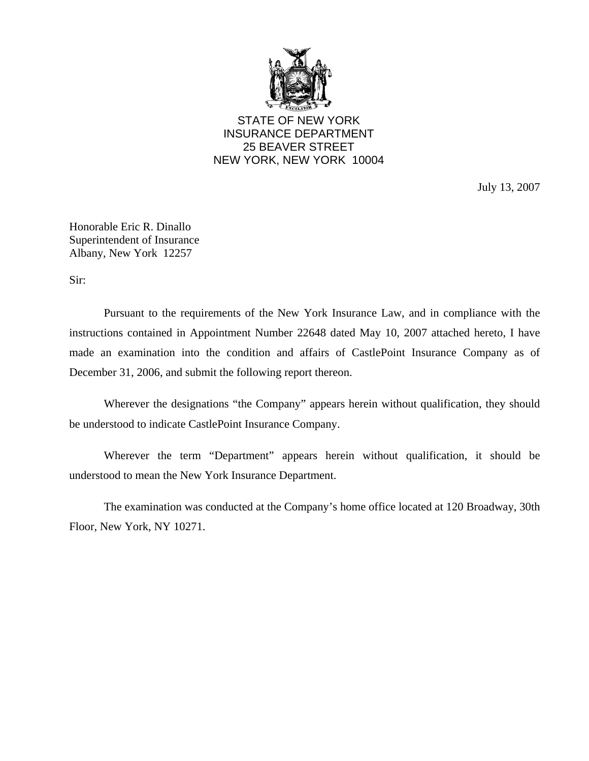STATE OF NEW YORK
INSURANCE DEPARTMENT
25 BEAVER STREET
NEW YORK, NEW YORK 10004

July 13, 2007

Honorable Eric R. Dinallo
Superintendent of Insurance
Albany, New York 12257

Sir:

Pursuant to the requirements of the New York Insurance Law, and in compliance with the instructions contained in Appointment Number 22648 dated May 10, 2007 attached hereto, I have made an examination into the condition and affairs of CastlePoint Insurance Company as of December 31, 2006, and submit the following report thereon.

Wherever the designations "the Company" appears herein without qualification, they should be understood to indicate CastlePoint Insurance Company.

Wherever the term "Department" appears herein without qualification, it should be understood to mean the New York Insurance Department.

The examination was conducted at the Company's home office located at 120 Broadway, 30th Floor, New York, NY 10271.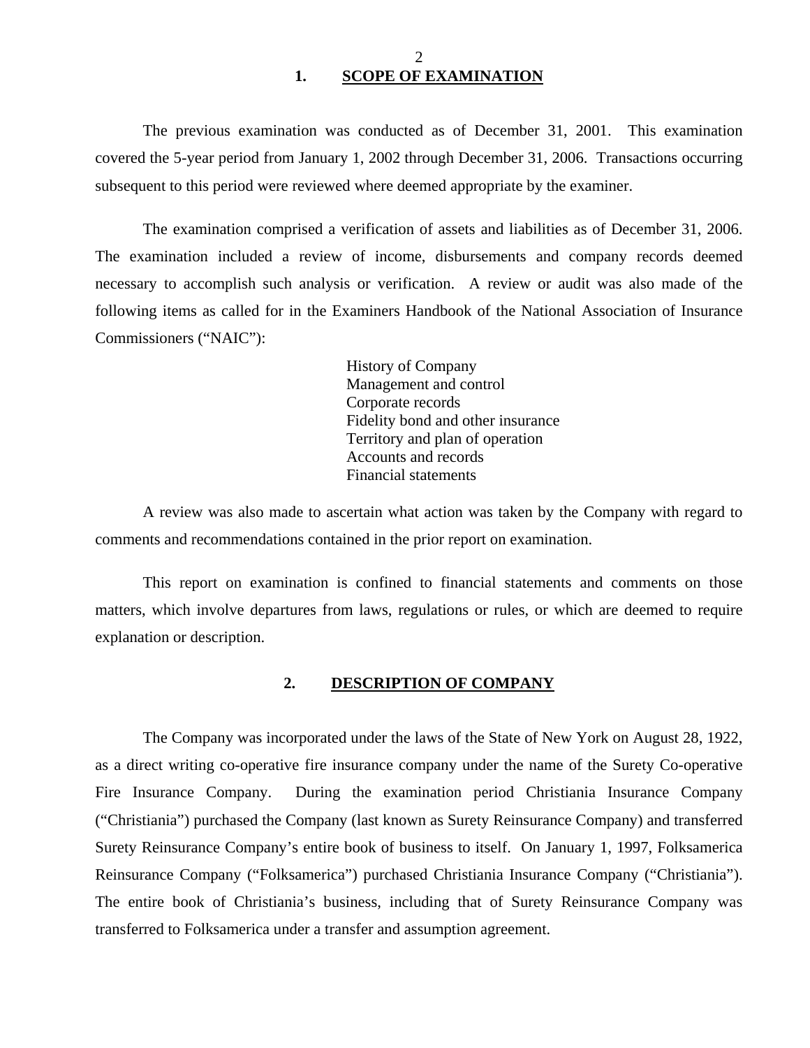## 1. SCOPE OF EXAMINATION

The previous examination was conducted as of December 31, 2001. This examination covered the 5-year period from January 1, 2002 through December 31, 2006. Transactions occurring subsequent to this period were reviewed where deemed appropriate by the examiner.

The examination comprised a verification of assets and liabilities as of December 31, 2006. The examination included a review of income, disbursements and company records deemed necessary to accomplish such analysis or verification. A review or audit was also made of the following items as called for in the Examiners Handbook of the National Association of Insurance Commissioners ("NAIC"):

- History of Company
- Management and control
- Corporate records
- Fidelity bond and other insurance
- Territory and plan of operation
- Accounts and records
- Financial statements

A review was also made to ascertain what action was taken by the Company with regard to comments and recommendations contained in the prior report on examination.

This report on examination is confined to financial statements and comments on those matters, which involve departures from laws, regulations or rules, or which are deemed to require explanation or description.

## 2. DESCRIPTION OF COMPANY

The Company was incorporated under the laws of the State of New York on August 28, 1922, as a direct writing co-operative fire insurance company under the name of the Surety Co-operative Fire Insurance Company. During the examination period Christiania Insurance Company ("Christiania") purchased the Company (last known as Surety Reinsurance Company) and transferred Surety Reinsurance Company's entire book of business to itself. On January 1, 1997, Folksamerica Reinsurance Company ("Folksamerica") purchased Christiania Insurance Company ("Christiania"). The entire book of Christiania's business, including that of Surety Reinsurance Company was transferred to Folksamerica under a transfer and assumption agreement.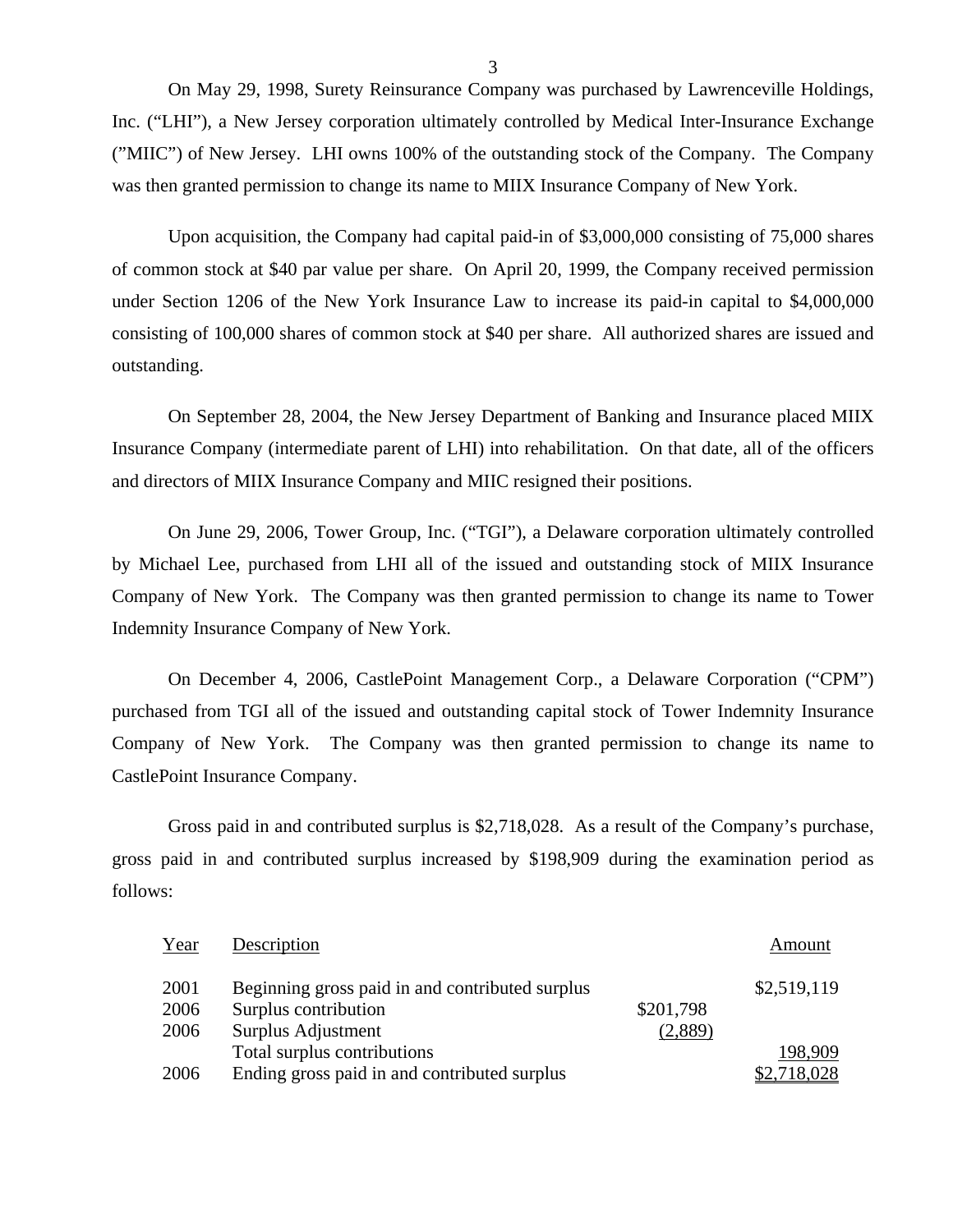On May 29, 1998, Surety Reinsurance Company was purchased by Lawrenceville Holdings, Inc. ("LHI"), a New Jersey corporation ultimately controlled by Medical Inter-Insurance Exchange ("MIIC") of New Jersey. LHI owns 100% of the outstanding stock of the Company. The Company was then granted permission to change its name to MIIX Insurance Company of New York.

Upon acquisition, the Company had capital paid-in of $3,000,000 consisting of 75,000 shares of common stock at $40 par value per share. On April 20, 1999, the Company received permission under Section 1206 of the New York Insurance Law to increase its paid-in capital to $4,000,000 consisting of 100,000 shares of common stock at $40 per share. All authorized shares are issued and outstanding.

On September 28, 2004, the New Jersey Department of Banking and Insurance placed MIIX Insurance Company (intermediate parent of LHI) into rehabilitation. On that date, all of the officers and directors of MIIX Insurance Company and MIIC resigned their positions.

On June 29, 2006, Tower Group, Inc. ("TGI"), a Delaware corporation ultimately controlled by Michael Lee, purchased from LHI all of the issued and outstanding stock of MIIX Insurance Company of New York. The Company was then granted permission to change its name to Tower Indemnity Insurance Company of New York.

On December 4, 2006, CastlePoint Management Corp., a Delaware Corporation ("CPM") purchased from TGI all of the issued and outstanding capital stock of Tower Indemnity Insurance Company of New York. The Company was then granted permission to change its name to CastlePoint Insurance Company.

Gross paid in and contributed surplus is $2,718,028. As a result of the Company's purchase, gross paid in and contributed surplus increased by $198,909 during the examination period as follows:

| Year | Description | | Amount |
|---|---|---|---|
| 2001 | Beginning gross paid in and contributed surplus | | $2,519,119 |
| 2006 | Surplus contribution | $201,798 | |
| 2006 | Surplus Adjustment | (2,889) | |
| | Total surplus contributions | | 198,909 |
| 2006 | Ending gross paid in and contributed surplus | | $2,718,028 |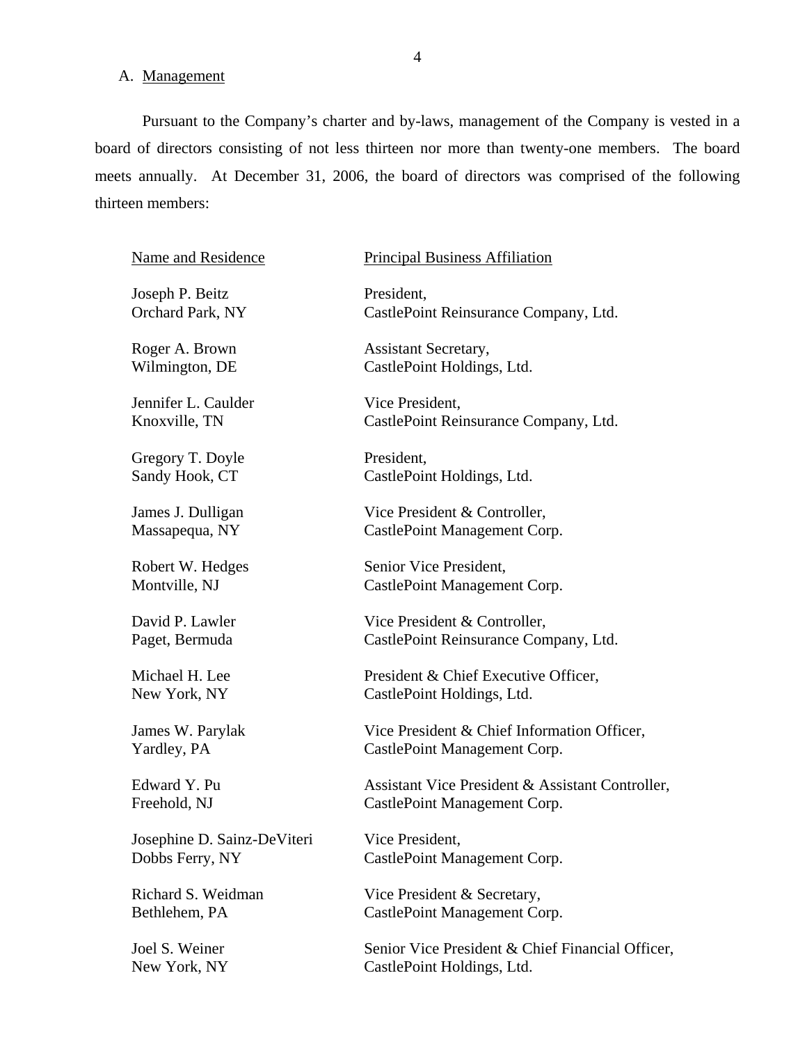## A. Management

Pursuant to the Company's charter and by-laws, management of the Company is vested in a board of directors consisting of not less thirteen nor more than twenty-one members. The board meets annually. At December 31, 2006, the board of directors was comprised of the following thirteen members:

| Name and Residence | Principal Business Affiliation |
|---|---|
| Joseph P. Beitz<br>Orchard Park, NY | President,<br>CastlePoint Reinsurance Company, Ltd. |
| Roger A. Brown<br>Wilmington, DE | Assistant Secretary,<br>CastlePoint Holdings, Ltd. |
| Jennifer L. Caulder<br>Knoxville, TN | Vice President,<br>CastlePoint Reinsurance Company, Ltd. |
| Gregory T. Doyle<br>Sandy Hook, CT | President,<br>CastlePoint Holdings, Ltd. |
| James J. Dulligan<br>Massapequa, NY | Vice President & Controller,<br>CastlePoint Management Corp. |
| Robert W. Hedges<br>Montville, NJ | Senior Vice President,<br>CastlePoint Management Corp. |
| David P. Lawler<br>Paget, Bermuda | Vice President & Controller,<br>CastlePoint Reinsurance Company, Ltd. |
| Michael H. Lee<br>New York, NY | President & Chief Executive Officer,<br>CastlePoint Holdings, Ltd. |
| James W. Parylak<br>Yardley, PA | Vice President & Chief Information Officer,<br>CastlePoint Management Corp. |
| Edward Y. Pu<br>Freehold, NJ | Assistant Vice President & Assistant Controller,<br>CastlePoint Management Corp. |
| Josephine D. Sainz-DeViteri<br>Dobbs Ferry, NY | Vice President,<br>CastlePoint Management Corp. |
| Richard S. Weidman<br>Bethlehem, PA | Vice President & Secretary,<br>CastlePoint Management Corp. |
| Joel S. Weiner<br>New York, NY | Senior Vice President & Chief Financial Officer,<br>CastlePoint Holdings, Ltd. |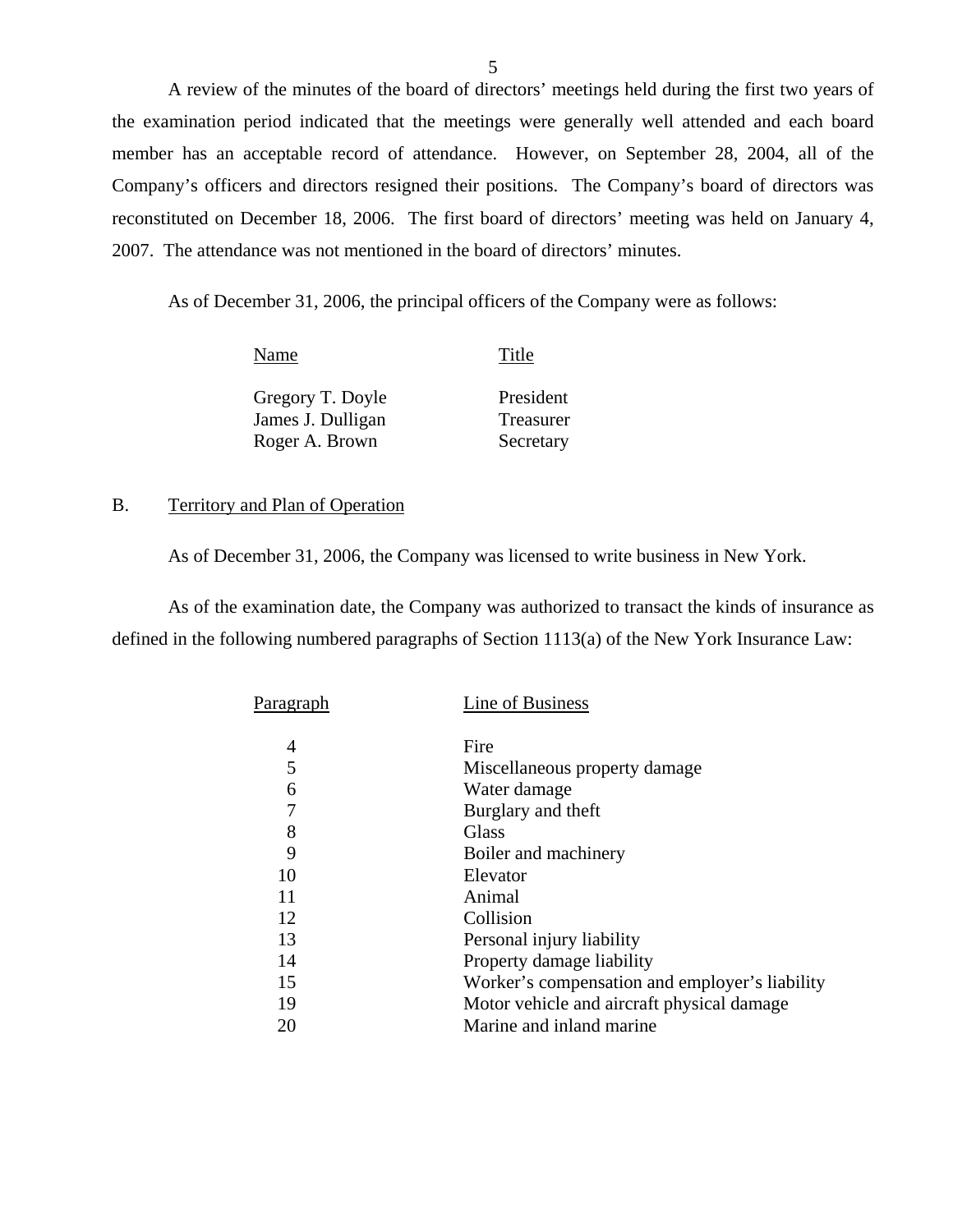A review of the minutes of the board of directors' meetings held during the first two years of the examination period indicated that the meetings were generally well attended and each board member has an acceptable record of attendance. However, on September 28, 2004, all of the Company's officers and directors resigned their positions. The Company's board of directors was reconstituted on December 18, 2006. The first board of directors' meeting was held on January 4, 2007. The attendance was not mentioned in the board of directors' minutes.

As of December 31, 2006, the principal officers of the Company were as follows:

| Name | Title |
|---|---|
| Gregory T. Doyle | President |
| James J. Dulligan | Treasurer |
| Roger A. Brown | Secretary |

## B. Territory and Plan of Operation

As of December 31, 2006, the Company was licensed to write business in New York.

As of the examination date, the Company was authorized to transact the kinds of insurance as defined in the following numbered paragraphs of Section 1113(a) of the New York Insurance Law:

| Paragraph | Line of Business |
|---|---|
| 4 | Fire |
| 5 | Miscellaneous property damage |
| 6 | Water damage |
| 7 | Burglary and theft |
| 8 | Glass |
| 9 | Boiler and machinery |
| 10 | Elevator |
| 11 | Animal |
| 12 | Collision |
| 13 | Personal injury liability |
| 14 | Property damage liability |
| 15 | Worker's compensation and employer's liability |
| 19 | Motor vehicle and aircraft physical damage |
| 20 | Marine and inland marine |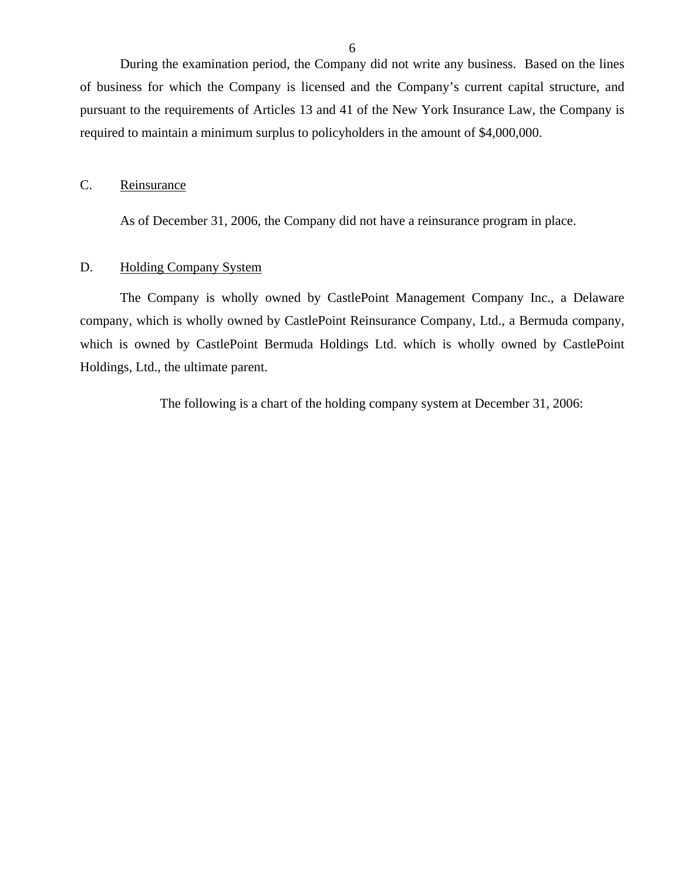During the examination period, the Company did not write any business. Based on the lines of business for which the Company is licensed and the Company's current capital structure, and pursuant to the requirements of Articles 13 and 41 of the New York Insurance Law, the Company is required to maintain a minimum surplus to policyholders in the amount of $4,000,000.

## C. Reinsurance

As of December 31, 2006, the Company did not have a reinsurance program in place.

## D. Holding Company System

The Company is wholly owned by CastlePoint Management Company Inc., a Delaware company, which is wholly owned by CastlePoint Reinsurance Company, Ltd., a Bermuda company, which is owned by CastlePoint Bermuda Holdings Ltd. which is wholly owned by CastlePoint Holdings, Ltd., the ultimate parent.

The following is a chart of the holding company system at December 31, 2006: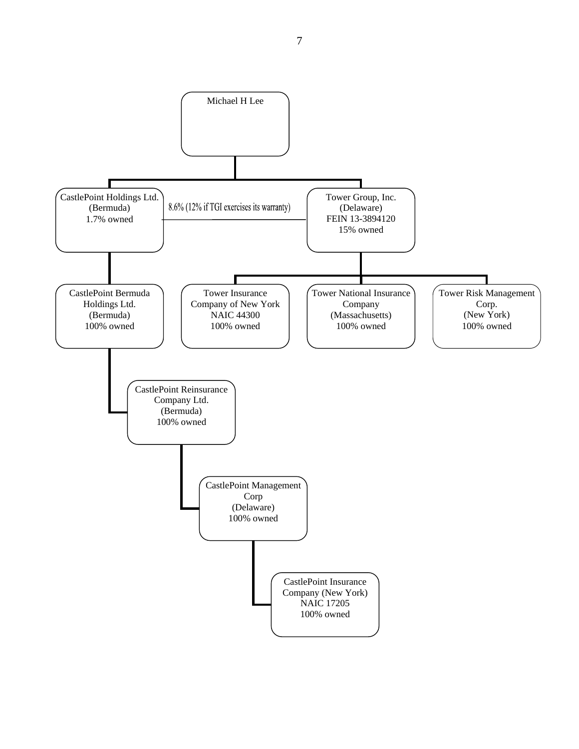Michael H Lee

- CastlePoint Holdings Ltd. (Bermuda) 1.7% owned
  - CastlePoint Bermuda Holdings Ltd. (Bermuda) 100% owned
    - CastlePoint Reinsurance Company Ltd. (Bermuda) 100% owned
      - CastlePoint Management Corp (Delaware) 100% owned
        - CastlePoint Insurance Company (New York) NAIC 17205 100% owned
- Tower Group, Inc. (Delaware) FEIN 13-3894120 15% owned
  - Tower Insurance Company of New York NAIC 44300 100% owned
  - Tower National Insurance Company (Massachusetts) 100% owned
  - Tower Risk Management Corp. (New York) 100% owned

Tower Group, Inc. – CastlePoint Holdings Ltd.: 8.6% (12% if TGI exercises its warranty)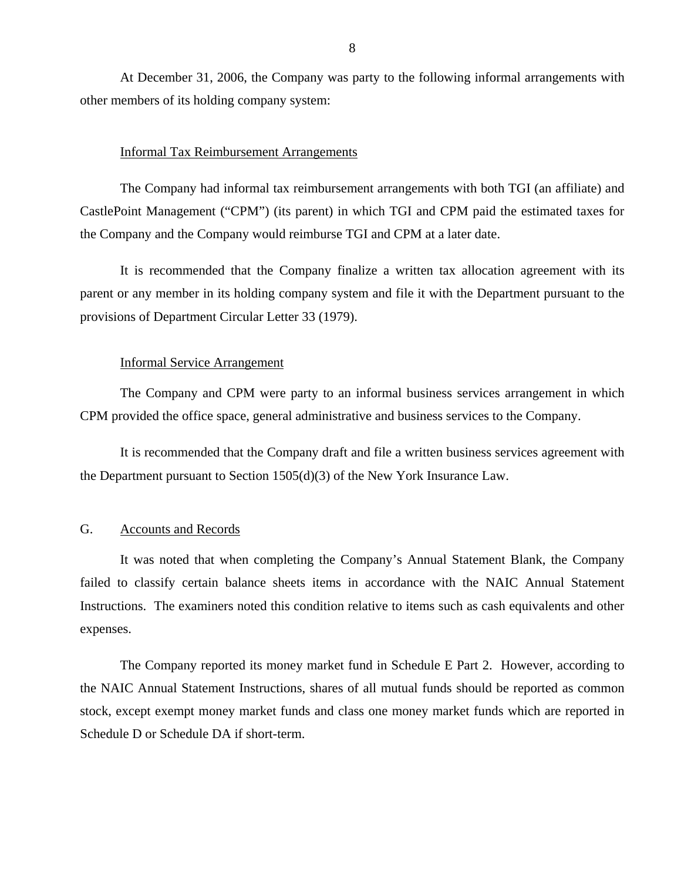At December 31, 2006, the Company was party to the following informal arrangements with other members of its holding company system:

Informal Tax Reimbursement Arrangements

The Company had informal tax reimbursement arrangements with both TGI (an affiliate) and CastlePoint Management ("CPM") (its parent) in which TGI and CPM paid the estimated taxes for the Company and the Company would reimburse TGI and CPM at a later date.

It is recommended that the Company finalize a written tax allocation agreement with its parent or any member in its holding company system and file it with the Department pursuant to the provisions of Department Circular Letter 33 (1979).

Informal Service Arrangement

The Company and CPM were party to an informal business services arrangement in which CPM provided the office space, general administrative and business services to the Company.

It is recommended that the Company draft and file a written business services agreement with the Department pursuant to Section 1505(d)(3) of the New York Insurance Law.

## G. Accounts and Records

It was noted that when completing the Company's Annual Statement Blank, the Company failed to classify certain balance sheets items in accordance with the NAIC Annual Statement Instructions. The examiners noted this condition relative to items such as cash equivalents and other expenses.

The Company reported its money market fund in Schedule E Part 2. However, according to the NAIC Annual Statement Instructions, shares of all mutual funds should be reported as common stock, except exempt money market funds and class one money market funds which are reported in Schedule D or Schedule DA if short-term.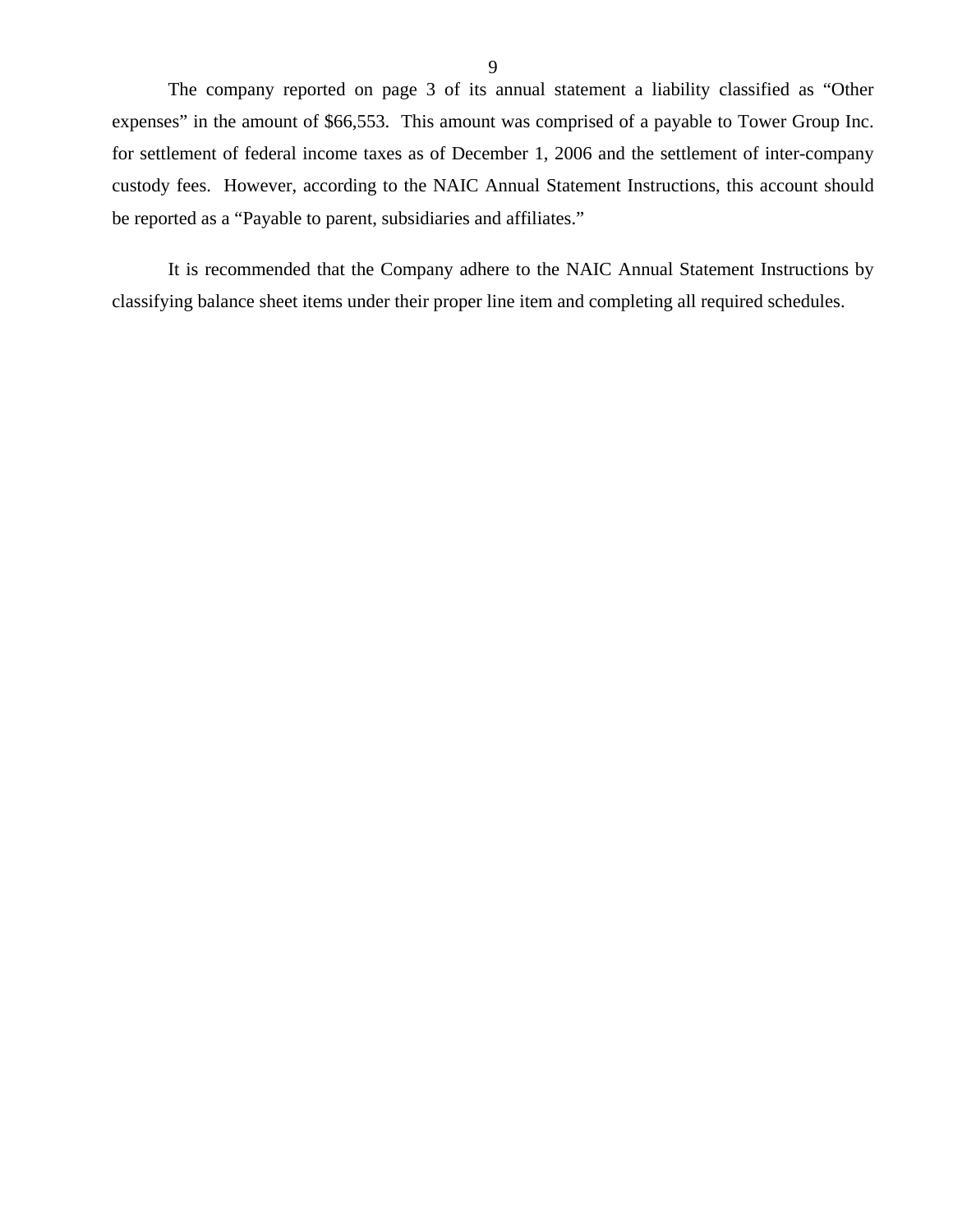The company reported on page 3 of its annual statement a liability classified as "Other expenses" in the amount of $66,553. This amount was comprised of a payable to Tower Group Inc. for settlement of federal income taxes as of December 1, 2006 and the settlement of inter-company custody fees. However, according to the NAIC Annual Statement Instructions, this account should be reported as a "Payable to parent, subsidiaries and affiliates."

It is recommended that the Company adhere to the NAIC Annual Statement Instructions by classifying balance sheet items under their proper line item and completing all required schedules.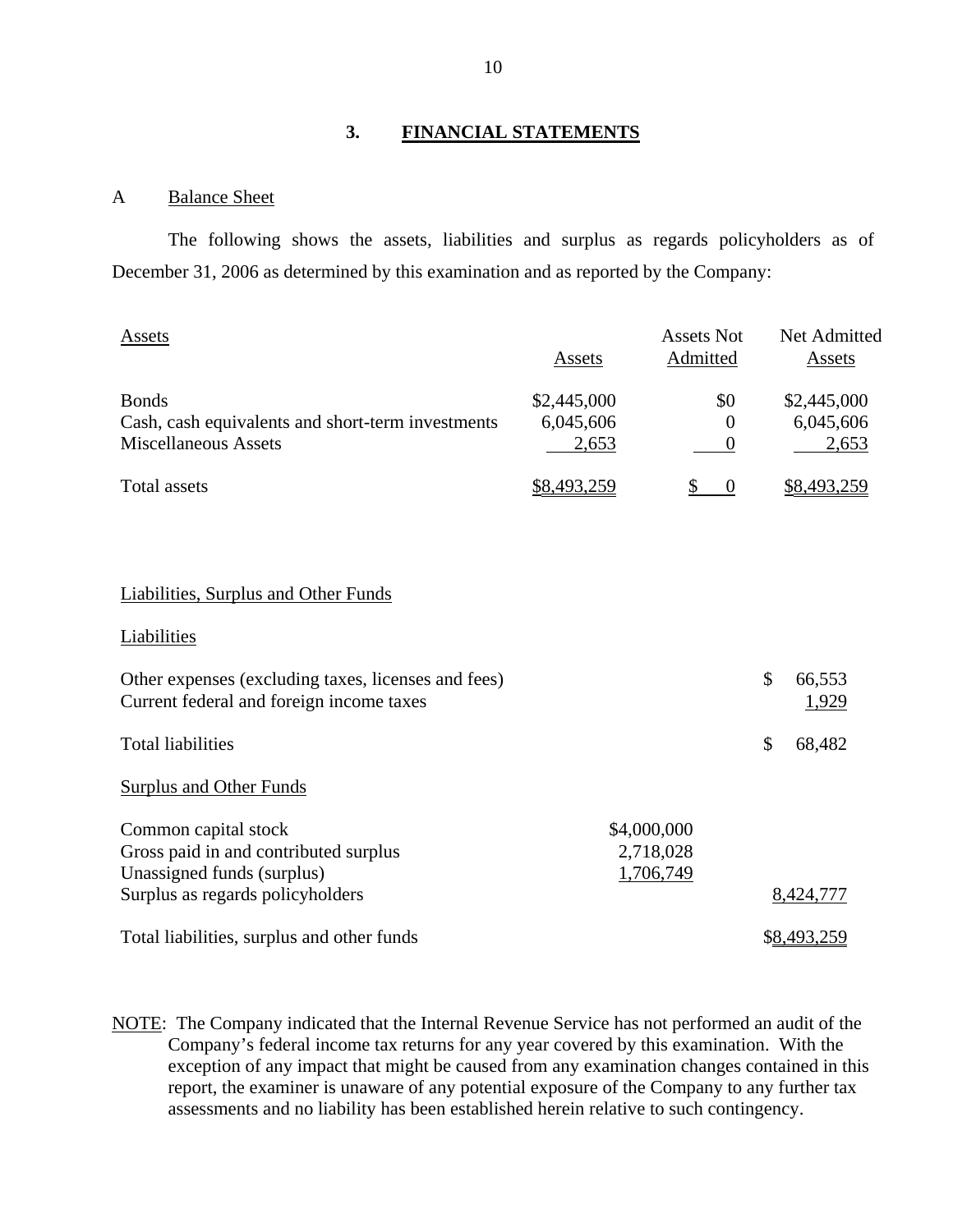## 3. FINANCIAL STATEMENTS

### A Balance Sheet

The following shows the assets, liabilities and surplus as regards policyholders as of December 31, 2006 as determined by this examination and as reported by the Company:

| Assets | Assets | Assets Not Admitted | Net Admitted Assets |
|---|---|---|---|
| Bonds | $2,445,000 | $0 | $2,445,000 |
| Cash, cash equivalents and short-term investments | 6,045,606 | 0 | 6,045,606 |
| Miscellaneous Assets | 2,653 | 0 | 2,653 |
| Total assets | $8,493,259 | $ 0 | $8,493,259 |

| Liabilities, Surplus and Other Funds | | |
|---|---|---|
| **Liabilities** | | |
| Other expenses (excluding taxes, licenses and fees) | | $ 66,553 |
| Current federal and foreign income taxes | | 1,929 |
| Total liabilities | | $ 68,482 |
| **Surplus and Other Funds** | | |
| Common capital stock | $4,000,000 | |
| Gross paid in and contributed surplus | 2,718,028 | |
| Unassigned funds (surplus) | 1,706,749 | |
| Surplus as regards policyholders | | 8,424,777 |
| Total liabilities, surplus and other funds | | $8,493,259 |

NOTE: The Company indicated that the Internal Revenue Service has not performed an audit of the Company's federal income tax returns for any year covered by this examination. With the exception of any impact that might be caused from any examination changes contained in this report, the examiner is unaware of any potential exposure of the Company to any further tax assessments and no liability has been established herein relative to such contingency.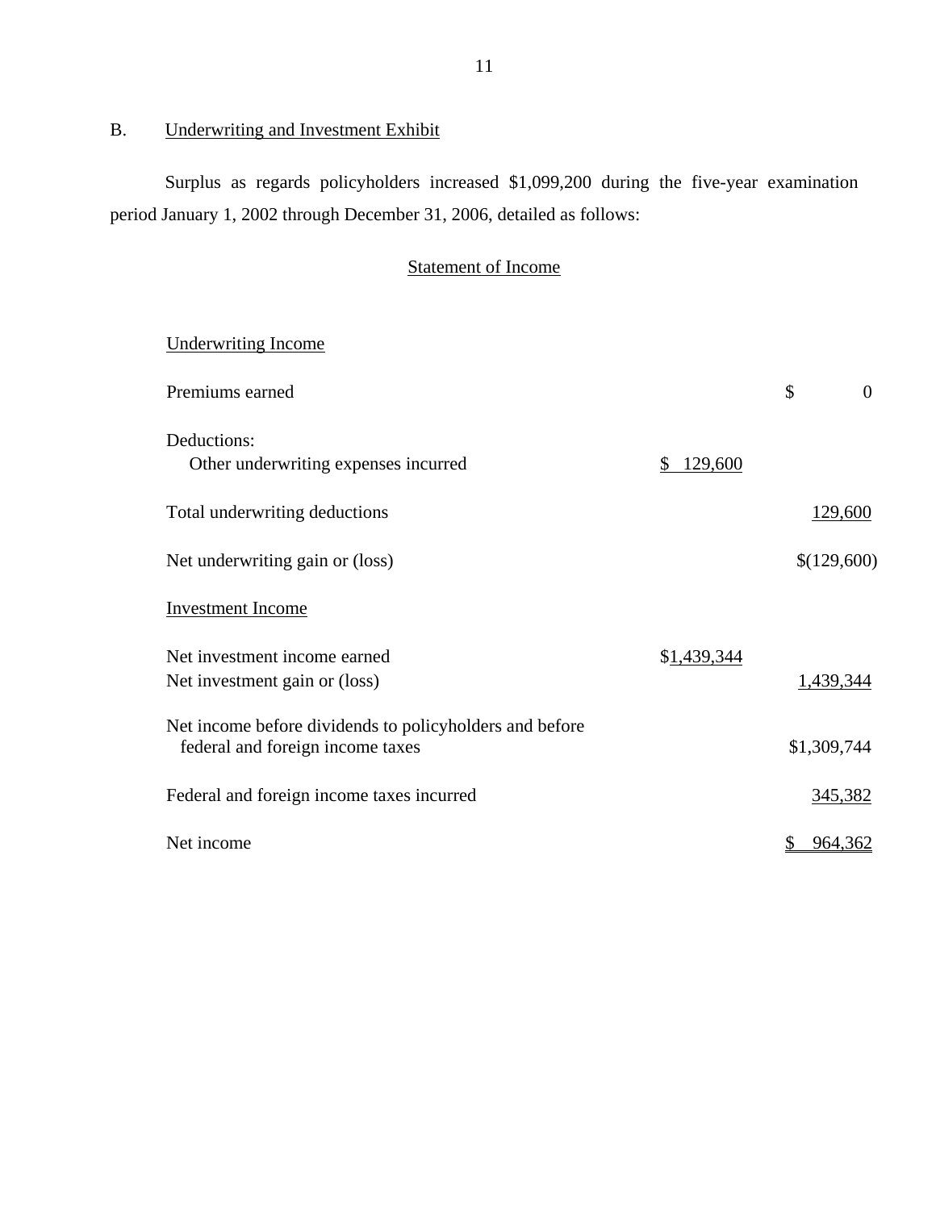## B. Underwriting and Investment Exhibit

Surplus as regards policyholders increased $1,099,200 during the five-year examination period January 1, 2002 through December 31, 2006, detailed as follows:

### Statement of Income

| | | |
|---|---|---|
| **Underwriting Income** | | |
| Premiums earned | | $ 0 |
| Deductions: | | |
| Other underwriting expenses incurred | $ 129,600 | |
| Total underwriting deductions | | 129,600 |
| Net underwriting gain or (loss) | | $(129,600) |
| **Investment Income** | | |
| Net investment income earned | $1,439,344 | |
| Net investment gain or (loss) | | 1,439,344 |
| Net income before dividends to policyholders and before federal and foreign income taxes | | $1,309,744 |
| Federal and foreign income taxes incurred | | 345,382 |
| Net income | | $ 964,362 |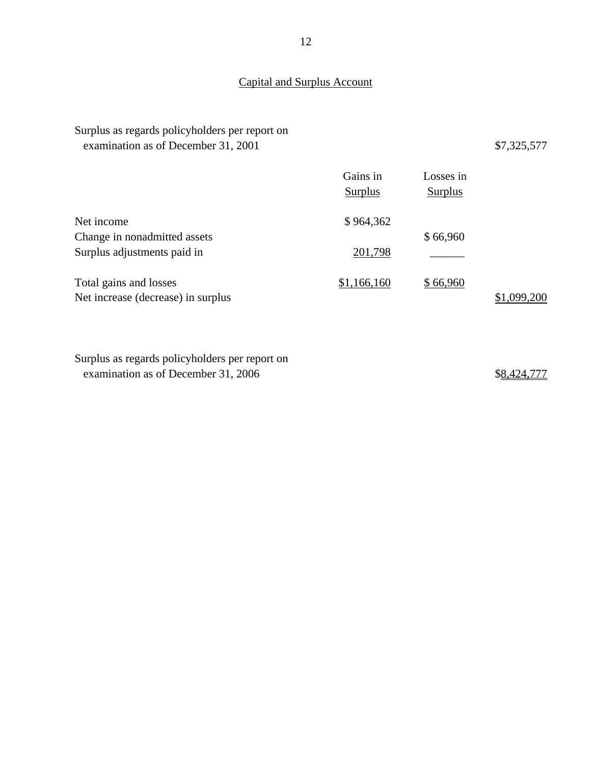## Capital and Surplus Account

| | Gains in Surplus | Losses in Surplus | |
|---|---|---|---|
| Surplus as regards policyholders per report on examination as of December 31, 2001 | | | $7,325,577 |
| Net income | $ 964,362 | | |
| Change in nonadmitted assets | | $ 66,960 | |
| Surplus adjustments paid in | 201,798 | ______ | |
| Total gains and losses | $1,166,160 | $ 66,960 | |
| Net increase (decrease) in surplus | | | $1,099,200 |
| Surplus as regards policyholders per report on examination as of December 31, 2006 | | | $8,424,777 |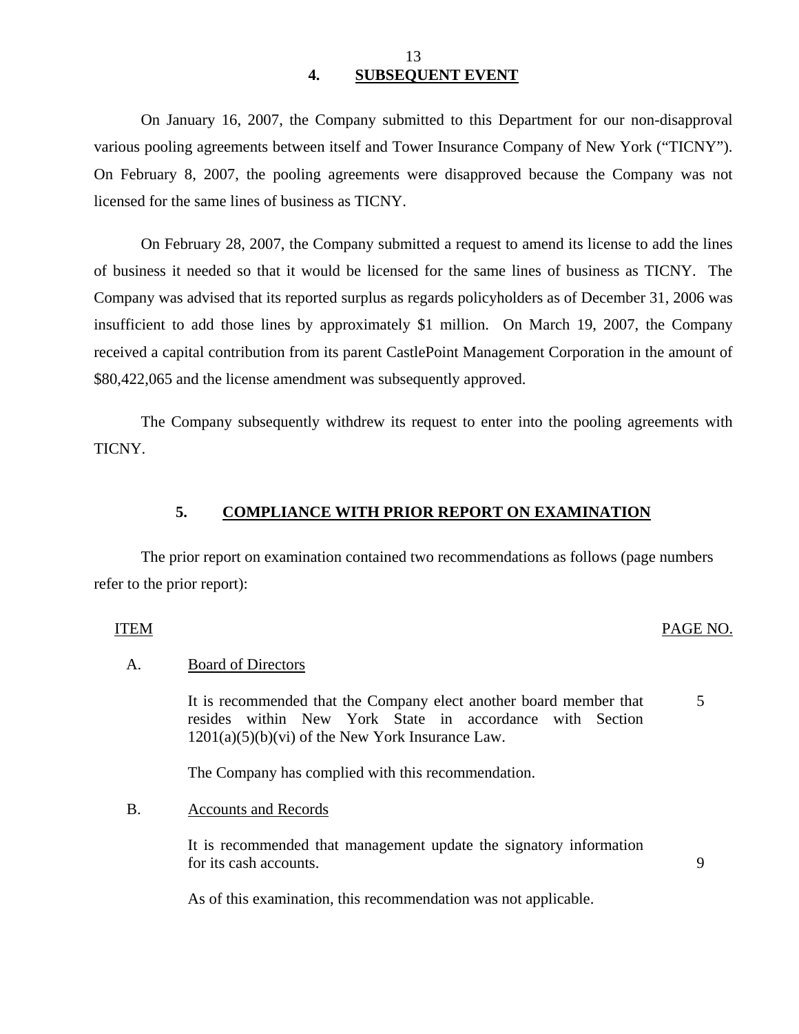## 4. SUBSEQUENT EVENT

On January 16, 2007, the Company submitted to this Department for our non-disapproval various pooling agreements between itself and Tower Insurance Company of New York ("TICNY"). On February 8, 2007, the pooling agreements were disapproved because the Company was not licensed for the same lines of business as TICNY.

On February 28, 2007, the Company submitted a request to amend its license to add the lines of business it needed so that it would be licensed for the same lines of business as TICNY. The Company was advised that its reported surplus as regards policyholders as of December 31, 2006 was insufficient to add those lines by approximately $1 million. On March 19, 2007, the Company received a capital contribution from its parent CastlePoint Management Corporation in the amount of $80,422,065 and the license amendment was subsequently approved.

The Company subsequently withdrew its request to enter into the pooling agreements with TICNY.

## 5. COMPLIANCE WITH PRIOR REPORT ON EXAMINATION

The prior report on examination contained two recommendations as follows (page numbers refer to the prior report):

| ITEM | | PAGE NO. |
|---|---|---|
| A. | Board of Directors | |
| | It is recommended that the Company elect another board member that resides within New York State in accordance with Section 1201(a)(5)(b)(vi) of the New York Insurance Law. | 5 |
| | The Company has complied with this recommendation. | |
| B. | Accounts and Records | |
| | It is recommended that management update the signatory information for its cash accounts. | 9 |
| | As of this examination, this recommendation was not applicable. | |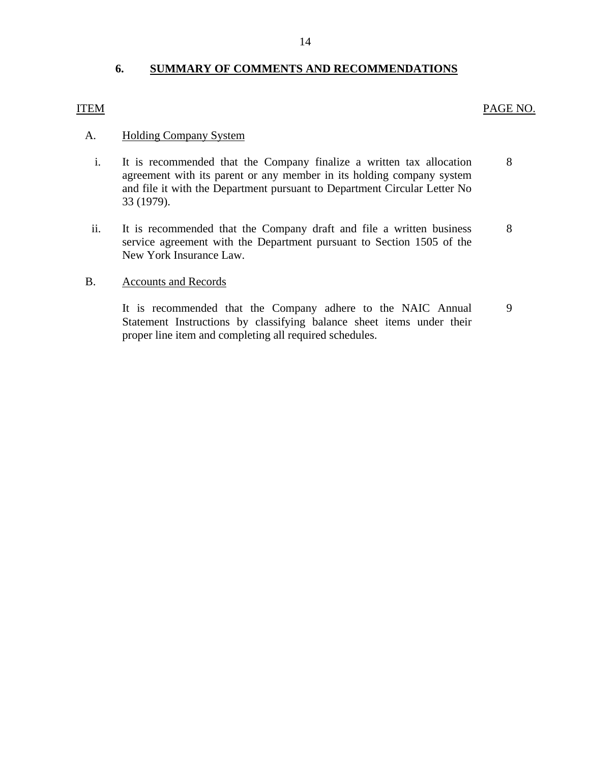## 6. SUMMARY OF COMMENTS AND RECOMMENDATIONS

| ITEM | | PAGE NO. |
|---|---|---|
| A. | Holding Company System | |
| i. | It is recommended that the Company finalize a written tax allocation agreement with its parent or any member in its holding company system and file it with the Department pursuant to Department Circular Letter No 33 (1979). | 8 |
| ii. | It is recommended that the Company draft and file a written business service agreement with the Department pursuant to Section 1505 of the New York Insurance Law. | 8 |
| B. | Accounts and Records | |
| | It is recommended that the Company adhere to the NAIC Annual Statement Instructions by classifying balance sheet items under their proper line item and completing all required schedules. | 9 |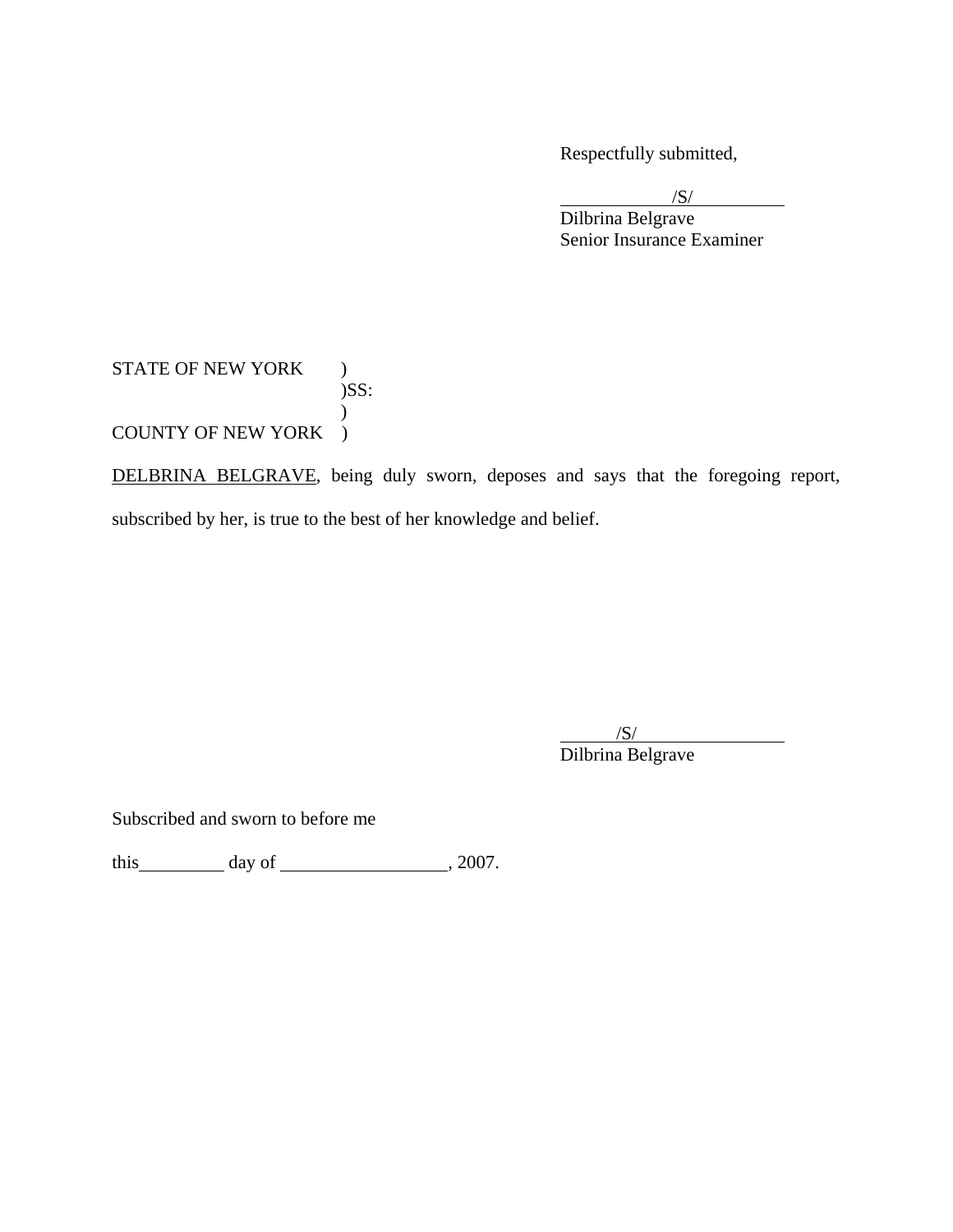Respectfully submitted,

/S/
Dilbrina Belgrave
Senior Insurance Examiner

STATE OF NEW YORK )
)SS:
)
COUNTY OF NEW YORK )

DELBRINA BELGRAVE, being duly sworn, deposes and says that the foregoing report, subscribed by her, is true to the best of her knowledge and belief.

/S/
Dilbrina Belgrave

Subscribed and sworn to before me

this_________ day of __________________, 2007.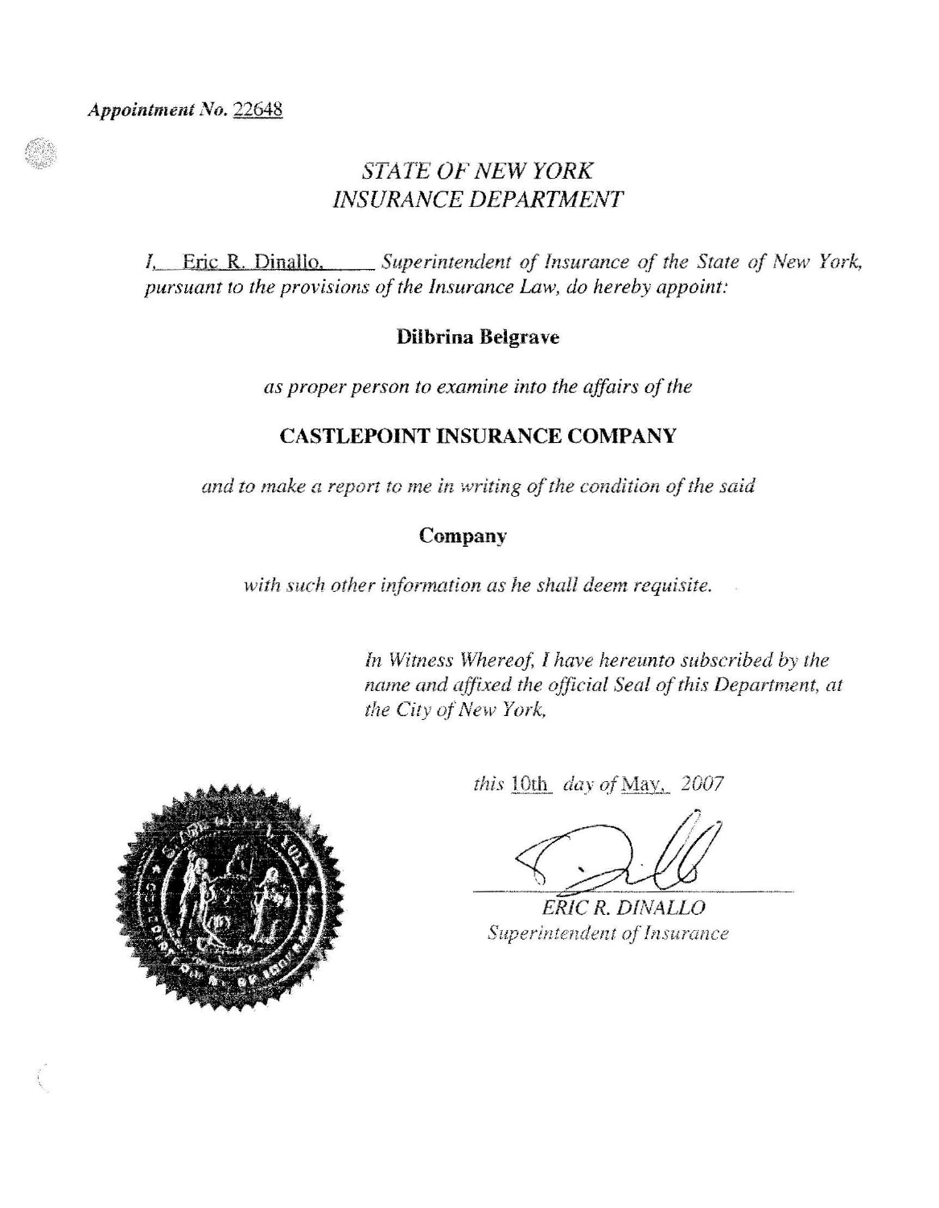*Appointment No.* 22648

## *STATE OF NEW YORK*
## *INSURANCE DEPARTMENT*

*I,* Eric R. Dinallo, *Superintendent of Insurance of the State of New York, pursuant to the provisions of the Insurance Law, do hereby appoint:*

**Dilbrina Belgrave**

*as proper person to examine into the affairs of the*

**CASTLEPOINT INSURANCE COMPANY**

*and to make a report to me in writing of the condition of the said*

**Company**

*with such other information as he shall deem requisite.*

*In Witness Whereof, I have hereunto subscribed by the name and affixed the official Seal of this Department, at the City of New York,*

*this* 10th *day of* May, *2007*

*ERIC R. DINALLO*
*Superintendent of Insurance*